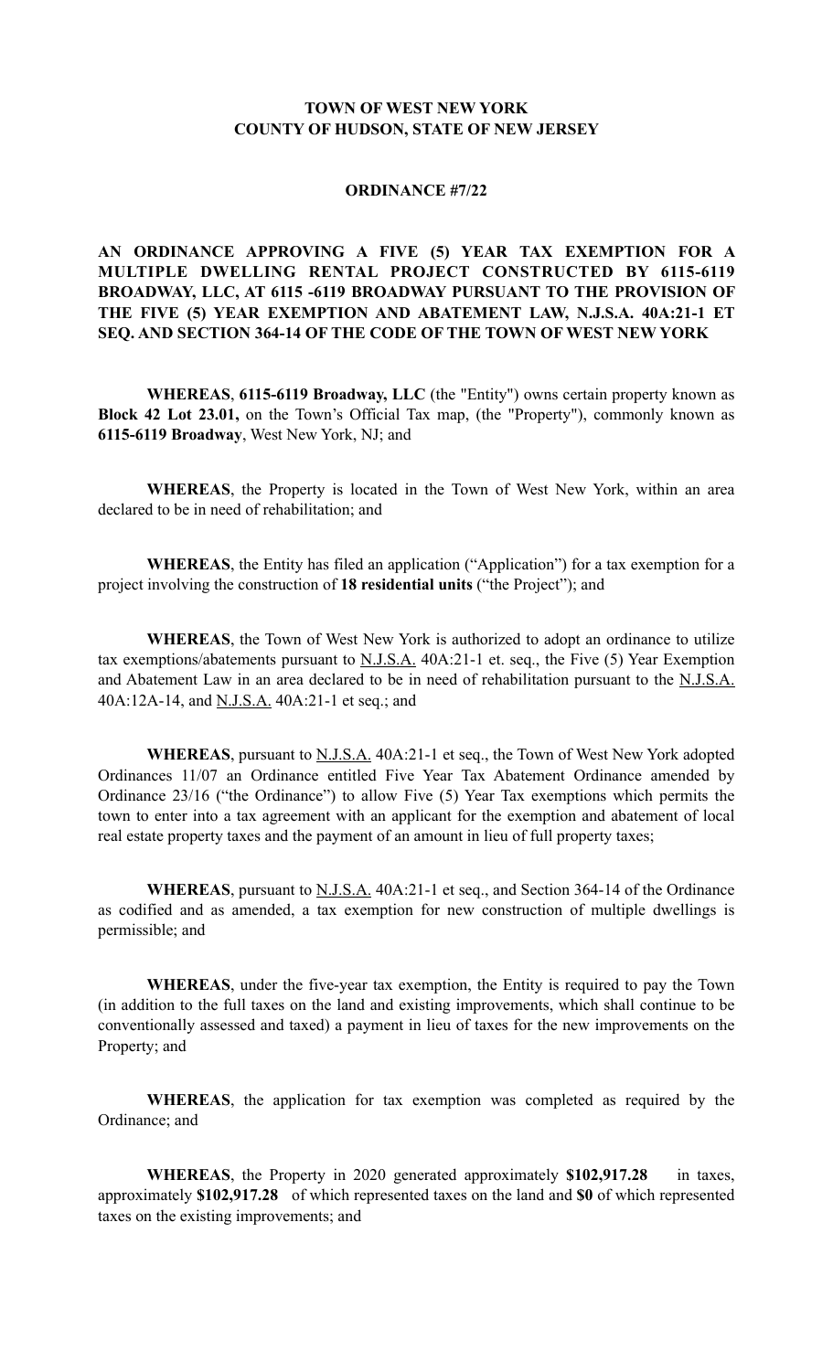**TOWN OF WEST NEW YORK**
**COUNTY OF HUDSON, STATE OF NEW JERSEY**

**ORDINANCE #7/22**

**AN ORDINANCE APPROVING A FIVE (5) YEAR TAX EXEMPTION FOR A MULTIPLE DWELLING RENTAL PROJECT CONSTRUCTED BY 6115-6119 BROADWAY, LLC, AT 6115 -6119 BROADWAY PURSUANT TO THE PROVISION OF THE FIVE (5) YEAR EXEMPTION AND ABATEMENT LAW, N.J.S.A. 40A:21-1 ET SEQ. AND SECTION 364-14 OF THE CODE OF THE TOWN OF WEST NEW YORK**

**WHEREAS**, **6115-6119 Broadway, LLC** (the "Entity") owns certain property known as **Block 42 Lot 23.01,** on the Town's Official Tax map, (the "Property"), commonly known as **6115-6119 Broadway**, West New York, NJ; and

**WHEREAS**, the Property is located in the Town of West New York, within an area declared to be in need of rehabilitation; and

**WHEREAS**, the Entity has filed an application ("Application") for a tax exemption for a project involving the construction of **18 residential units** ("the Project"); and

**WHEREAS**, the Town of West New York is authorized to adopt an ordinance to utilize tax exemptions/abatements pursuant to N.J.S.A. 40A:21-1 et. seq., the Five (5) Year Exemption and Abatement Law in an area declared to be in need of rehabilitation pursuant to the N.J.S.A. 40A:12A-14, and N.J.S.A. 40A:21-1 et seq.; and

**WHEREAS**, pursuant to N.J.S.A. 40A:21-1 et seq., the Town of West New York adopted Ordinances 11/07 an Ordinance entitled Five Year Tax Abatement Ordinance amended by Ordinance 23/16 ("the Ordinance") to allow Five (5) Year Tax exemptions which permits the town to enter into a tax agreement with an applicant for the exemption and abatement of local real estate property taxes and the payment of an amount in lieu of full property taxes;

**WHEREAS**, pursuant to N.J.S.A. 40A:21-1 et seq., and Section 364-14 of the Ordinance as codified and as amended, a tax exemption for new construction of multiple dwellings is permissible; and

**WHEREAS**, under the five-year tax exemption, the Entity is required to pay the Town (in addition to the full taxes on the land and existing improvements, which shall continue to be conventionally assessed and taxed) a payment in lieu of taxes for the new improvements on the Property; and

**WHEREAS**, the application for tax exemption was completed as required by the Ordinance; and

**WHEREAS**, the Property in 2020 generated approximately **$102,917.28** in taxes, approximately **$102,917.28** of which represented taxes on the land and **$0** of which represented taxes on the existing improvements; and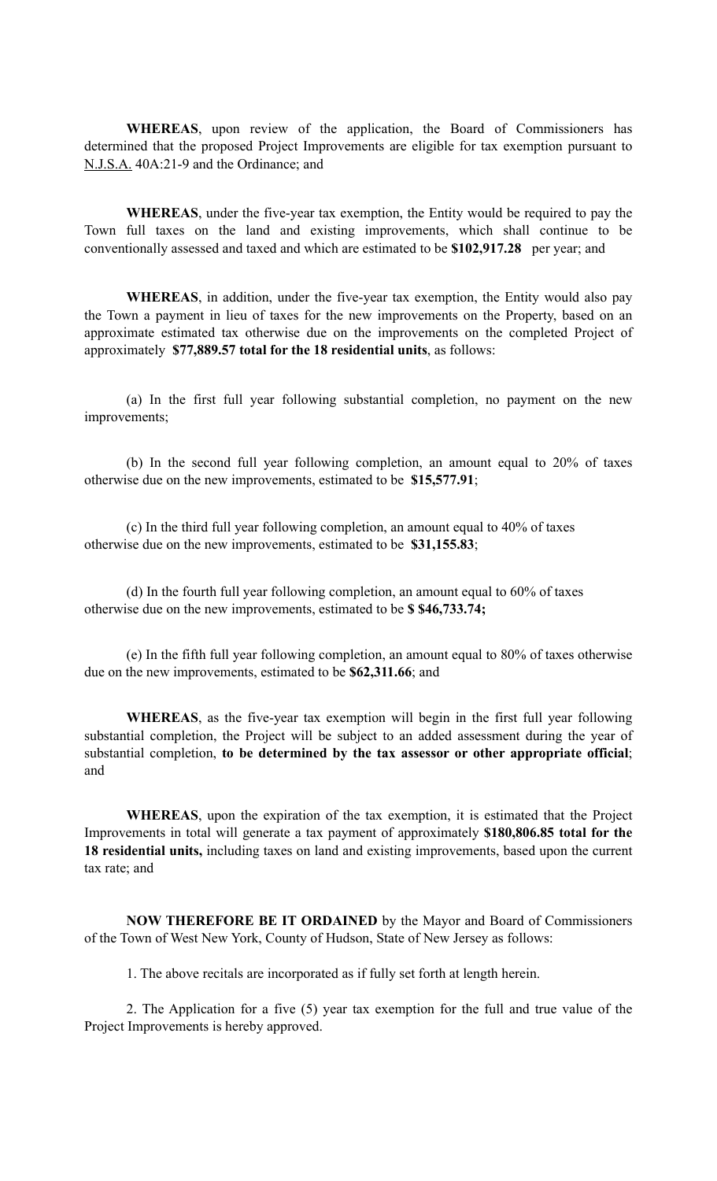**WHEREAS**, upon review of the application, the Board of Commissioners has determined that the proposed Project Improvements are eligible for tax exemption pursuant to N.J.S.A. 40A:21-9 and the Ordinance; and

**WHEREAS**, under the five-year tax exemption, the Entity would be required to pay the Town full taxes on the land and existing improvements, which shall continue to be conventionally assessed and taxed and which are estimated to be **$102,917.28** per year; and

**WHEREAS**, in addition, under the five-year tax exemption, the Entity would also pay the Town a payment in lieu of taxes for the new improvements on the Property, based on an approximate estimated tax otherwise due on the improvements on the completed Project of approximately **$77,889.57 total for the 18 residential units**, as follows:

(a) In the first full year following substantial completion, no payment on the new improvements;

(b) In the second full year following completion, an amount equal to 20% of taxes otherwise due on the new improvements, estimated to be **$15,577.91**;

(c) In the third full year following completion, an amount equal to 40% of taxes otherwise due on the new improvements, estimated to be **$31,155.83**;

(d) In the fourth full year following completion, an amount equal to 60% of taxes otherwise due on the new improvements, estimated to be **$ $46,733.74;**

(e) In the fifth full year following completion, an amount equal to 80% of taxes otherwise due on the new improvements, estimated to be **$62,311.66**; and

**WHEREAS**, as the five-year tax exemption will begin in the first full year following substantial completion, the Project will be subject to an added assessment during the year of substantial completion, **to be determined by the tax assessor or other appropriate official**; and

**WHEREAS**, upon the expiration of the tax exemption, it is estimated that the Project Improvements in total will generate a tax payment of approximately **$180,806.85 total for the 18 residential units,** including taxes on land and existing improvements, based upon the current tax rate; and

**NOW THEREFORE BE IT ORDAINED** by the Mayor and Board of Commissioners of the Town of West New York, County of Hudson, State of New Jersey as follows:

1. The above recitals are incorporated as if fully set forth at length herein.

2. The Application for a five (5) year tax exemption for the full and true value of the Project Improvements is hereby approved.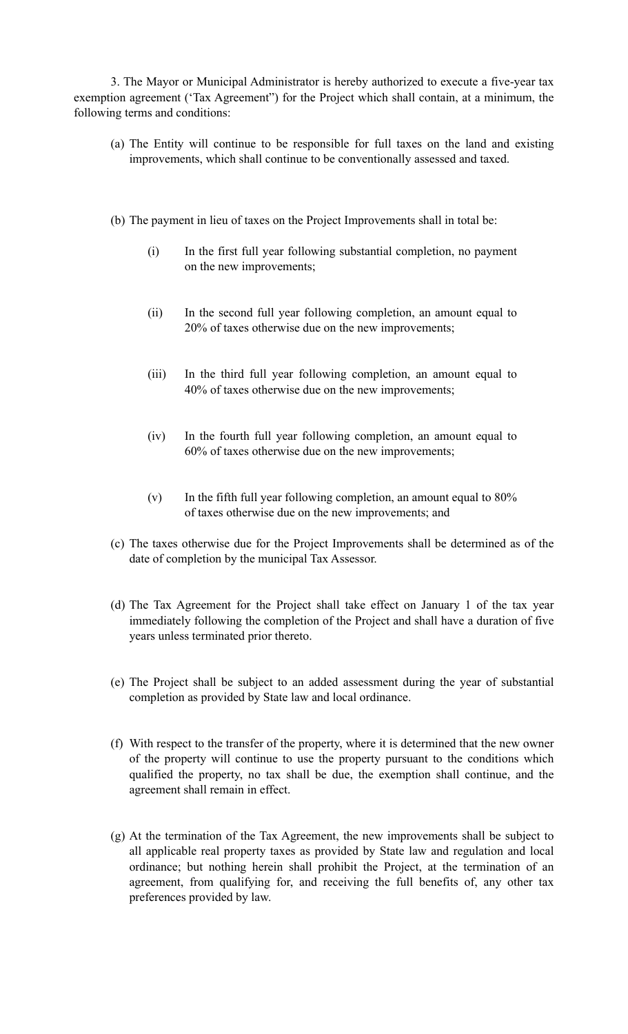3. The Mayor or Municipal Administrator is hereby authorized to execute a five-year tax exemption agreement (‘Tax Agreement”) for the Project which shall contain, at a minimum, the following terms and conditions:

(a) The Entity will continue to be responsible for full taxes on the land and existing improvements, which shall continue to be conventionally assessed and taxed.

(b) The payment in lieu of taxes on the Project Improvements shall in total be:

  (i) In the first full year following substantial completion, no payment on the new improvements;

  (ii) In the second full year following completion, an amount equal to 20% of taxes otherwise due on the new improvements;

  (iii) In the third full year following completion, an amount equal to 40% of taxes otherwise due on the new improvements;

  (iv) In the fourth full year following completion, an amount equal to 60% of taxes otherwise due on the new improvements;

  (v) In the fifth full year following completion, an amount equal to 80% of taxes otherwise due on the new improvements; and

(c) The taxes otherwise due for the Project Improvements shall be determined as of the date of completion by the municipal Tax Assessor.

(d) The Tax Agreement for the Project shall take effect on January 1 of the tax year immediately following the completion of the Project and shall have a duration of five years unless terminated prior thereto.

(e) The Project shall be subject to an added assessment during the year of substantial completion as provided by State law and local ordinance.

(f) With respect to the transfer of the property, where it is determined that the new owner of the property will continue to use the property pursuant to the conditions which qualified the property, no tax shall be due, the exemption shall continue, and the agreement shall remain in effect.

(g) At the termination of the Tax Agreement, the new improvements shall be subject to all applicable real property taxes as provided by State law and regulation and local ordinance; but nothing herein shall prohibit the Project, at the termination of an agreement, from qualifying for, and receiving the full benefits of, any other tax preferences provided by law.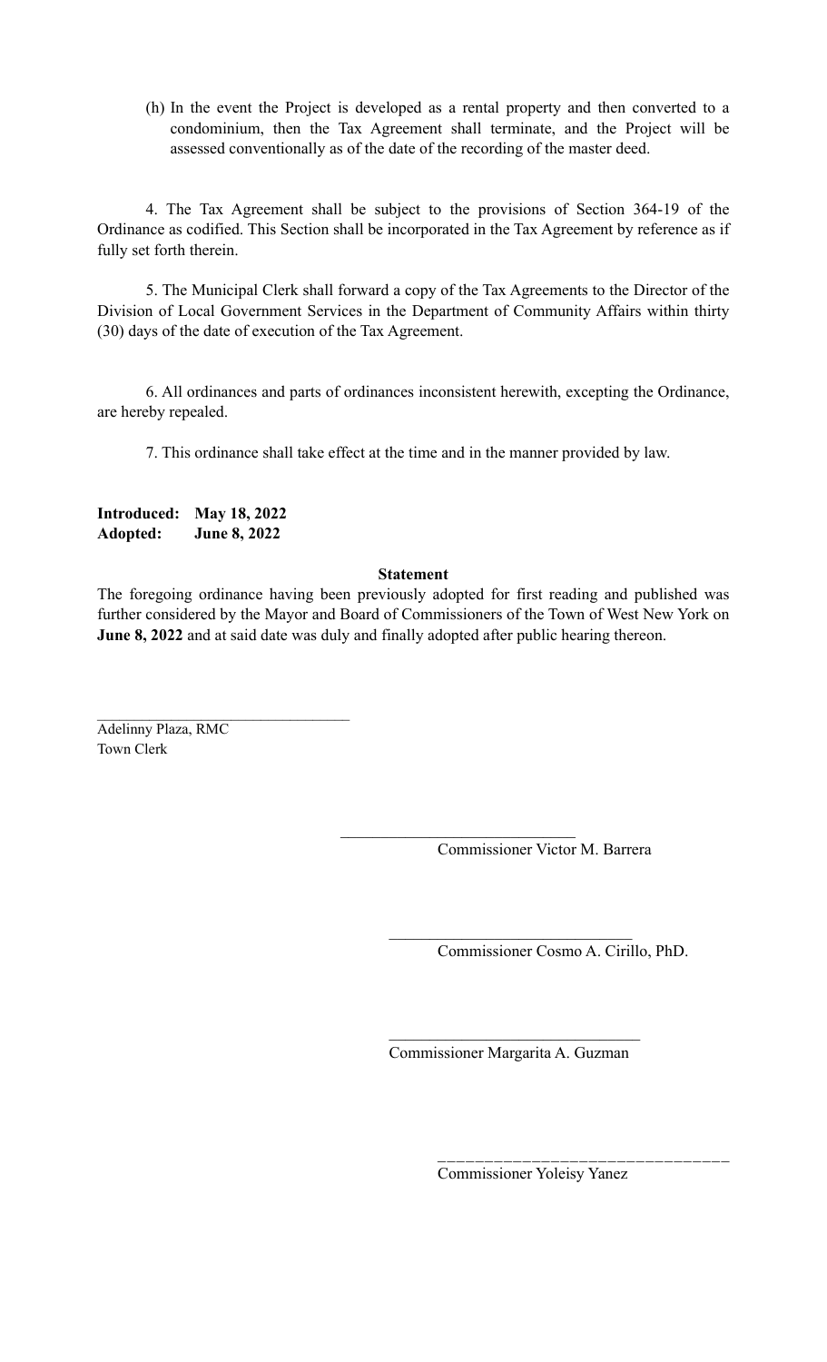(h) In the event the Project is developed as a rental property and then converted to a condominium, then the Tax Agreement shall terminate, and the Project will be assessed conventionally as of the date of the recording of the master deed.

4. The Tax Agreement shall be subject to the provisions of Section 364-19 of the Ordinance as codified. This Section shall be incorporated in the Tax Agreement by reference as if fully set forth therein.

5. The Municipal Clerk shall forward a copy of the Tax Agreements to the Director of the Division of Local Government Services in the Department of Community Affairs within thirty (30) days of the date of execution of the Tax Agreement.

6. All ordinances and parts of ordinances inconsistent herewith, excepting the Ordinance, are hereby repealed.

7. This ordinance shall take effect at the time and in the manner provided by law.

**Introduced: May 18, 2022**
**Adopted: June 8, 2022**

**Statement**

The foregoing ordinance having been previously adopted for first reading and published was further considered by the Mayor and Board of Commissioners of the Town of West New York on **June 8, 2022** and at said date was duly and finally adopted after public hearing thereon.

\_\_\_\_\_\_\_\_\_\_\_\_\_\_\_\_\_\_\_\_\_\_\_\_\_\_\_\_\_\_\_\_
Adelinny Plaza, RMC
Town Clerk

\_\_\_\_\_\_\_\_\_\_\_\_\_\_\_\_\_\_\_\_\_\_\_\_\_\_\_\_\_\_
Commissioner Victor M. Barrera

\_\_\_\_\_\_\_\_\_\_\_\_\_\_\_\_\_\_\_\_\_\_\_\_\_\_\_\_\_\_
Commissioner Cosmo A. Cirillo, PhD.

\_\_\_\_\_\_\_\_\_\_\_\_\_\_\_\_\_\_\_\_\_\_\_\_\_\_\_\_\_\_
Commissioner Margarita A. Guzman

\_\_\_\_\_\_\_\_\_\_\_\_\_\_\_\_\_\_\_\_\_\_\_\_\_\_\_\_\_\_
Commissioner Yoleisy Yanez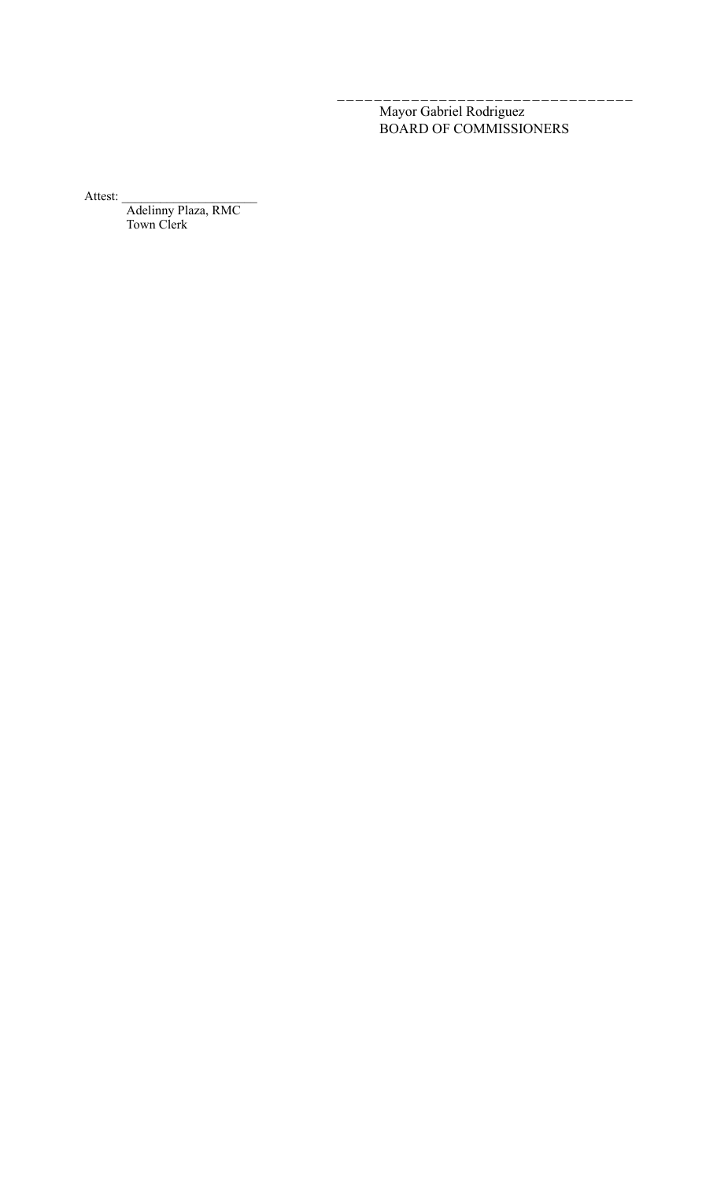________________________________

Mayor Gabriel Rodriguez
BOARD OF COMMISSIONERS

Attest: ____________________

Adelinny Plaza, RMC
Town Clerk